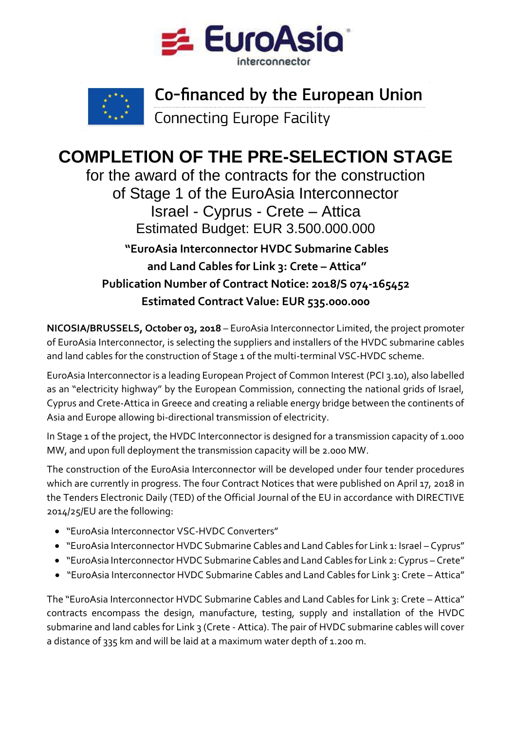EuroAsia interconnector

Co-financed by the European Union
Connecting Europe Facility

# COMPLETION OF THE PRE-SELECTION STAGE

## for the award of the contracts for the construction of Stage 1 of the EuroAsia Interconnector Israel - Cyprus - Crete – Attica

Estimated Budget: EUR 3.500.000.000

**"EuroAsia Interconnector HVDC Submarine Cables and Land Cables for Link 3: Crete – Attica"**

**Publication Number of Contract Notice: 2018/S 074-165452**

**Estimated Contract Value: EUR 535.000.000**

**NICOSIA/BRUSSELS, October 03, 2018** – EuroAsia Interconnector Limited, the project promoter of EuroAsia Interconnector, is selecting the suppliers and installers of the HVDC submarine cables and land cables for the construction of Stage 1 of the multi-terminal VSC-HVDC scheme.

EuroAsia Interconnector is a leading European Project of Common Interest (PCI 3.10), also labelled as an "electricity highway" by the European Commission, connecting the national grids of Israel, Cyprus and Crete-Attica in Greece and creating a reliable energy bridge between the continents of Asia and Europe allowing bi-directional transmission of electricity.

In Stage 1 of the project, the HVDC Interconnector is designed for a transmission capacity of 1.000 MW, and upon full deployment the transmission capacity will be 2.000 MW.

The construction of the EuroAsia Interconnector will be developed under four tender procedures which are currently in progress. The four Contract Notices that were published on April 17, 2018 in the Tenders Electronic Daily (TED) of the Official Journal of the EU in accordance with DIRECTIVE 2014/25/EU are the following:

- "EuroAsia Interconnector VSC-HVDC Converters"
- "EuroAsia Interconnector HVDC Submarine Cables and Land Cables for Link 1: Israel – Cyprus"
- "EuroAsia Interconnector HVDC Submarine Cables and Land Cables for Link 2: Cyprus – Crete"
- "EuroAsia Interconnector HVDC Submarine Cables and Land Cables for Link 3: Crete – Attica"

The "EuroAsia Interconnector HVDC Submarine Cables and Land Cables for Link 3: Crete – Attica" contracts encompass the design, manufacture, testing, supply and installation of the HVDC submarine and land cables for Link 3 (Crete - Attica). The pair of HVDC submarine cables will cover a distance of 335 km and will be laid at a maximum water depth of 1.200 m.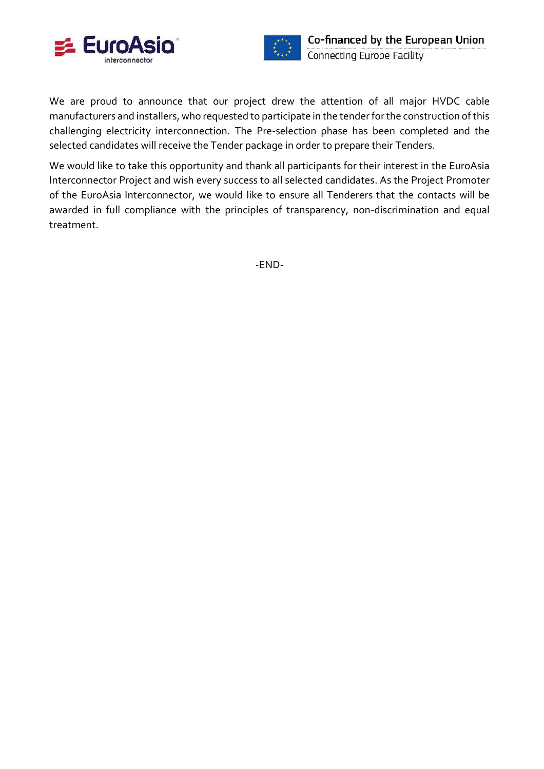We are proud to announce that our project drew the attention of all major HVDC cable manufacturers and installers, who requested to participate in the tender for the construction of this challenging electricity interconnection. The Pre-selection phase has been completed and the selected candidates will receive the Tender package in order to prepare their Tenders.

We would like to take this opportunity and thank all participants for their interest in the EuroAsia Interconnector Project and wish every success to all selected candidates. As the Project Promoter of the EuroAsia Interconnector, we would like to ensure all Tenderers that the contacts will be awarded in full compliance with the principles of transparency, non-discrimination and equal treatment.

-END-